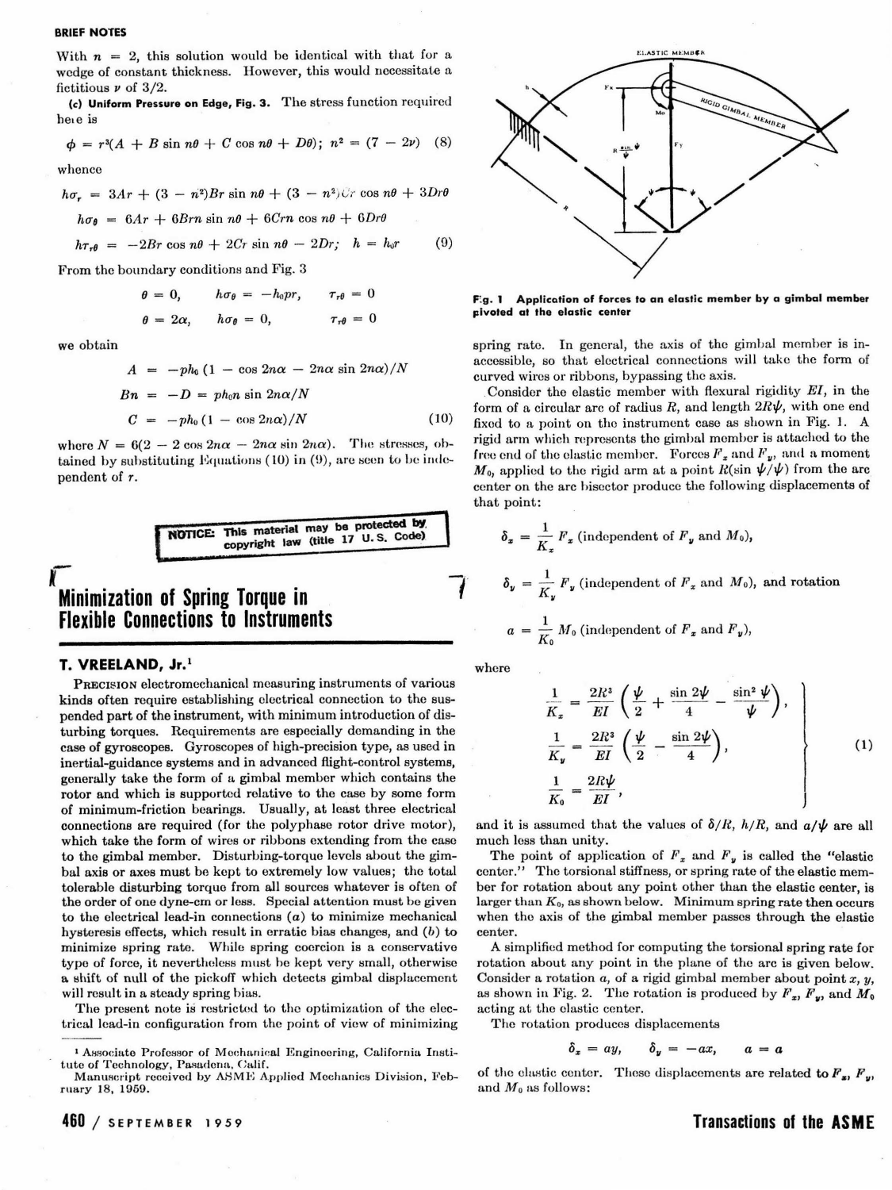With $n = 2$, this solution would be identical with that for a wedge of constant thickness. However, this would necessitate a fictitious $\nu$ of 3/2.

**(c) Uniform Pressure on Edge, Fig. 3.** The stress function required here is

$$\phi = r^3(A + B \sin n\theta + C \cos n\theta + D\theta); \; n^2 = (7 - 2\nu) \quad (8)$$

whence

$$h\sigma_r = 3Ar + (3 - n^2)Br \sin n\theta + (3 - n^2)Cr \cos n\theta + 3Dr\theta$$

$$h\sigma_\theta = 6Ar + 6Brn \sin n\theta + 6Crn \cos n\theta + 6Dr\theta$$

$$h\tau_{r\theta} = -2Br \cos n\theta + 2Cr \sin n\theta - 2Dr; \; h = h_0 r \quad (9)$$

From the boundary conditions and Fig. 3

$$\theta = 0, \quad h\sigma_\theta = -h_0 pr, \quad \tau_{r\theta} = 0$$

$$\theta = 2\alpha, \quad h\sigma_\theta = 0, \quad \tau_{r\theta} = 0$$

we obtain

$$A = -ph_0(1 - \cos 2n\alpha - 2n\alpha \sin 2n\alpha)/N$$

$$Bn = -D = ph_0 n \sin 2n\alpha/N$$

$$C = -ph_0(1 - \cos 2n\alpha)/N \quad (10)$$

where $N = 6(2 - 2\cos 2n\alpha - 2n\alpha \sin 2n\alpha)$. The stresses, obtained by substituting Equations (10) in (9), are seen to be independent of $r$.

NOTICE: This material may be protected by copyright law (title 17 U.S. Code)

# Minimization of Spring Torque in Flexible Connections to Instruments

**T. VREELAND, Jr.**[1]

Precision electromechanical measuring instruments of various kinds often require establishing electrical connection to the suspended part of the instrument, with minimum introduction of disturbing torques. Requirements are especially demanding in the case of gyroscopes. Gyroscopes of high-precision type, as used in inertial-guidance systems and in advanced flight-control systems, generally take the form of a gimbal member which contains the rotor and which is supported relative to the case by some form of minimum-friction bearings. Usually, at least three electrical connections are required (for the polyphase rotor drive motor), which take the form of wires or ribbons extending from the case to the gimbal member. Disturbing-torque levels about the gimbal axis or axes must be kept to extremely low values; the total tolerable disturbing torque from all sources whatever is often of the order of one dyne-cm or less. Special attention must be given to the electrical lead-in connections (a) to minimize mechanical hysteresis effects, which result in erratic bias changes, and (b) to minimize spring rate. While spring coercion is a conservative type of force, it nevertheless must be kept very small, otherwise a shift of null of the pickoff which detects gimbal displacement will result in a steady spring bias.

The present note is restricted to the optimization of the electrical lead-in configuration from the point of view of minimizing spring rate. In general, the axis of the gimbal member is inaccessible, so that electrical connections will take the form of curved wires or ribbons, bypassing the axis.

Consider the elastic member with flexural rigidity $EI$, in the form of a circular arc of radius $R$, and length $2R\psi$, with one end fixed to a point on the instrument case as shown in Fig. 1. A rigid arm which represents the gimbal member is attached to the free end of the elastic member. Forces $F_x$ and $F_y$, and a moment $M_0$, applied to the rigid arm at a point $R(\sin \psi/\psi)$ from the arc center on the arc bisector produce the following displacements of that point:

Fig. 1 Application of forces to an elastic member by a gimbal member pivoted at the elastic center

$$\delta_x = \frac{1}{K_x} F_x \text{ (independent of } F_y \text{ and } M_0\text{)},$$

$$\delta_y = \frac{1}{K_y} F_y \text{ (independent of } F_x \text{ and } M_0\text{), and rotation}$$

$$a = \frac{1}{K_0} M_0 \text{ (independent of } F_x \text{ and } F_y\text{)},$$

where

$$\left.\begin{aligned} \frac{1}{K_x} &= \frac{2R^3}{EI}\left(\frac{\psi}{2} + \frac{\sin 2\psi}{4} - \frac{\sin^2 \psi}{\psi}\right), \\ \frac{1}{K_y} &= \frac{2R^3}{EI}\left(\frac{\psi}{2} - \frac{\sin 2\psi}{4}\right), \\ \frac{1}{K_0} &= \frac{2R\psi}{EI}, \end{aligned}\right\} \quad (1)$$

and it is assumed that the values of $\delta/R$, $h/R$, and $a/\psi$ are all much less than unity.

The point of application of $F_x$ and $F_y$ is called the "elastic center." The torsional stiffness, or spring rate of the elastic member for rotation about any point other than the elastic center, is larger than $K_0$, as shown below. Minimum spring rate then occurs when the axis of the gimbal member passes through the elastic center.

A simplified method for computing the torsional spring rate for rotation about any point in the plane of the arc is given below. Consider a rotation $a$, of a rigid gimbal member about point $x$, $y$, as shown in Fig. 2. The rotation is produced by $F_x$, $F_y$, and $M_0$ acting at the elastic center.

The rotation produces displacements

$$\delta_x = ay, \quad \delta_y = -ax, \quad a = a$$

of the elastic center. These displacements are related to $F_x$, $F_y$, and $M_0$ as follows:

---

[1] Associate Professor of Mechanical Engineering, California Institute of Technology, Pasadena, Calif.

Manuscript received by ASME Applied Mechanics Division, February 18, 1959.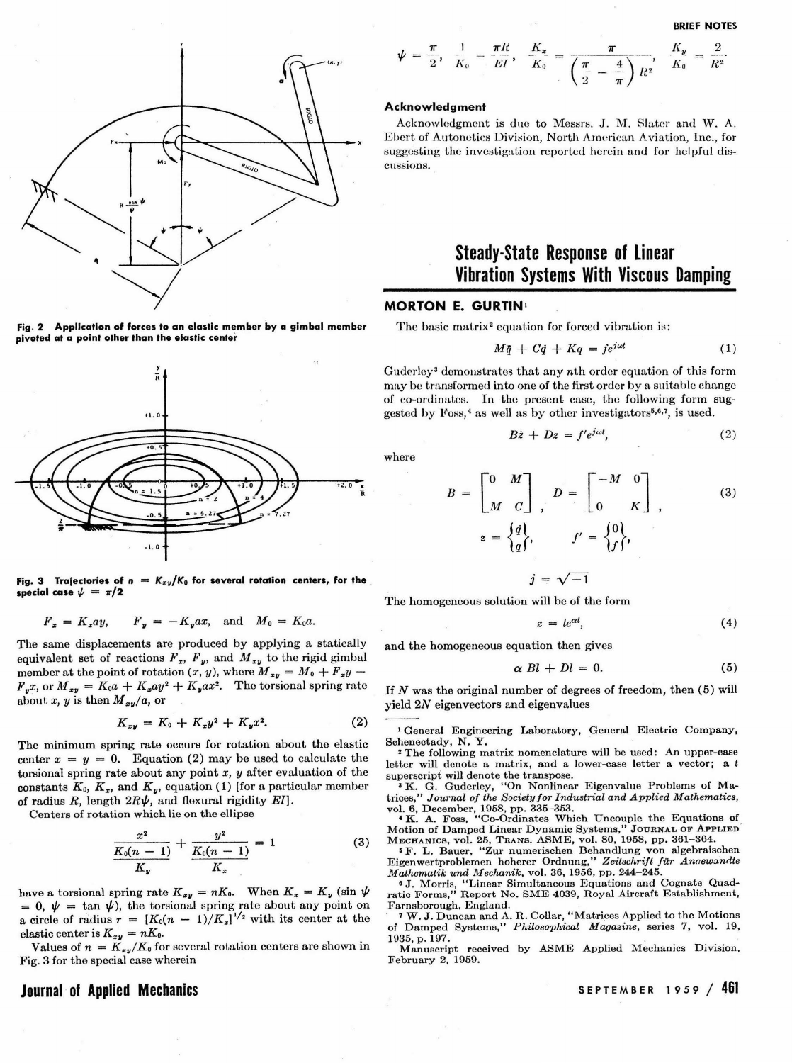Fig. 2 Application of forces to an elastic member by a gimbal member pivoted at a point other than the elastic center

Fig. 3 Trajectories of $n = K_{xy}/K_0$ for several rotation centers, for the special case $\psi = \pi/2$

$$F_x = K_x ay, \quad F_y = -K_y ax, \quad \text{and} \quad M_0 = K_0 a.$$

The same displacements are produced by applying a statically equivalent set of reactions $F_x$, $F_y$, and $M_{xy}$ to the rigid gimbal member at the point of rotation $(x, y)$, where $M_{xy} = M_0 + F_x y - F_y x$, or $M_{xy} = K_0 a + K_x ay^2 + K_y ax^2$. The torsional spring rate about $x$, $y$ is then $M_{xy}/a$, or

$$K_{xy} = K_0 + K_x y^2 + K_y x^2. \tag{2}$$

The minimum spring rate occurs for rotation about the elastic center $x = y = 0$. Equation (2) may be used to calculate the torsional spring rate about any point $x$, $y$ after evaluation of the constants $K_0$, $K_x$, and $K_y$, equation (1) [for a particular member of radius $R$, length $2R\psi$, and flexural rigidity $EI$].

Centers of rotation which lie on the ellipse

$$\frac{x^2}{\dfrac{K_0(n-1)}{K_y}} + \frac{y^2}{\dfrac{K_0(n-1)}{K_x}} = 1 \tag{3}$$

have a torsional spring rate $K_{xy} = nK_0$. When $K_x = K_y$ ($\sin \psi = 0$, $\psi = \tan \psi$), the torsional spring rate about any point on a circle of radius $r = [K_0(n-1)/K_x]^{1/2}$ with its center at the elastic center is $K_{xy} = nK_0$.

Values of $n = K_{xy}/K_0$ for several rotation centers are shown in Fig. 3 for the special case wherein

$$\psi = \frac{\pi}{2}, \quad \frac{1}{K_0} = \frac{\pi R}{EI}, \quad \frac{K_x}{K_0} = \frac{\pi}{\left(\dfrac{\pi}{2} - \dfrac{4}{\pi}\right) R^2}, \quad \frac{K_y}{K_0} = \frac{2}{R^2}.$$

## Acknowledgment

Acknowledgment is due to Messrs. J. M. Slater and W. A. Ebert of Autonetics Division, North American Aviation, Inc., for suggesting the investigation reported herein and for helpful discussions.

# Steady-State Response of Linear Vibration Systems With Viscous Damping

**MORTON E. GURTIN**[1]

The basic matrix[2] equation for forced vibration is:

$$M\ddot{q} + C\dot{q} + Kq = fe^{j\omega t} \tag{1}$$

Guderley[3] demonstrates that any $n$th order equation of this form may be transformed into one of the first order by a suitable change of co-ordinates. In the present case, the following form suggested by Foss,[4] as well as by other investigators[5,6,7], is used.

$$B\dot{z} + Dz = f'e^{j\omega t}, \tag{2}$$

where

$$B = \begin{bmatrix} 0 & M \\ M & C \end{bmatrix}, \quad D = \begin{bmatrix} -M & 0 \\ 0 & K \end{bmatrix}, \tag{3}$$

$$z = \begin{Bmatrix} \dot{q} \\ q \end{Bmatrix}, \quad f' = \begin{Bmatrix} 0 \\ f \end{Bmatrix},$$

$$j = \sqrt{-1}$$

The homogeneous solution will be of the form

$$z = le^{\alpha t}, \tag{4}$$

and the homogeneous equation then gives

$$\alpha Bl + Dl = 0. \tag{5}$$

If $N$ was the original number of degrees of freedom, then (5) will yield $2N$ eigenvectors and eigenvalues

---

[1] General Engineering Laboratory, General Electric Company, Schenectady, N. Y.

[2] The following matrix nomenclature will be used: An upper-case letter will denote a matrix, and a lower-case letter a vector; a $t$ superscript will denote the transpose.

[3] K. G. Guderley, "On Nonlinear Eigenvalue Problems of Matrices," *Journal of the Society for Industrial and Applied Mathematics*, vol. 6, December, 1958, pp. 335–353.

[4] K. A. Foss, "Co-Ordinates Which Uncouple the Equations of Motion of Damped Linear Dynamic Systems," Journal of Applied Mechanics, vol. 25, Trans. ASME, vol. 80, 1958, pp. 361–364.

[5] F. L. Bauer, "Zur numerischen Behandlung von algebraischen Eigenwertproblemen hoherer Ordnung," *Zeitschrift für Angewandte Mathematik und Mechanik*, vol. 36, 1956, pp. 244–245.

[6] J. Morris, "Linear Simultaneous Equations and Cognate Quadratic Forms," Report No. SME 4039, Royal Aircraft Establishment, Farnsborough, England.

[7] W. J. Duncan and A. R. Collar, "Matrices Applied to the Motions of Damped Systems," *Philosophical Magazine*, series 7, vol. 19, 1935, p. 197.

Manuscript received by ASME Applied Mechanics Division, February 2, 1959.